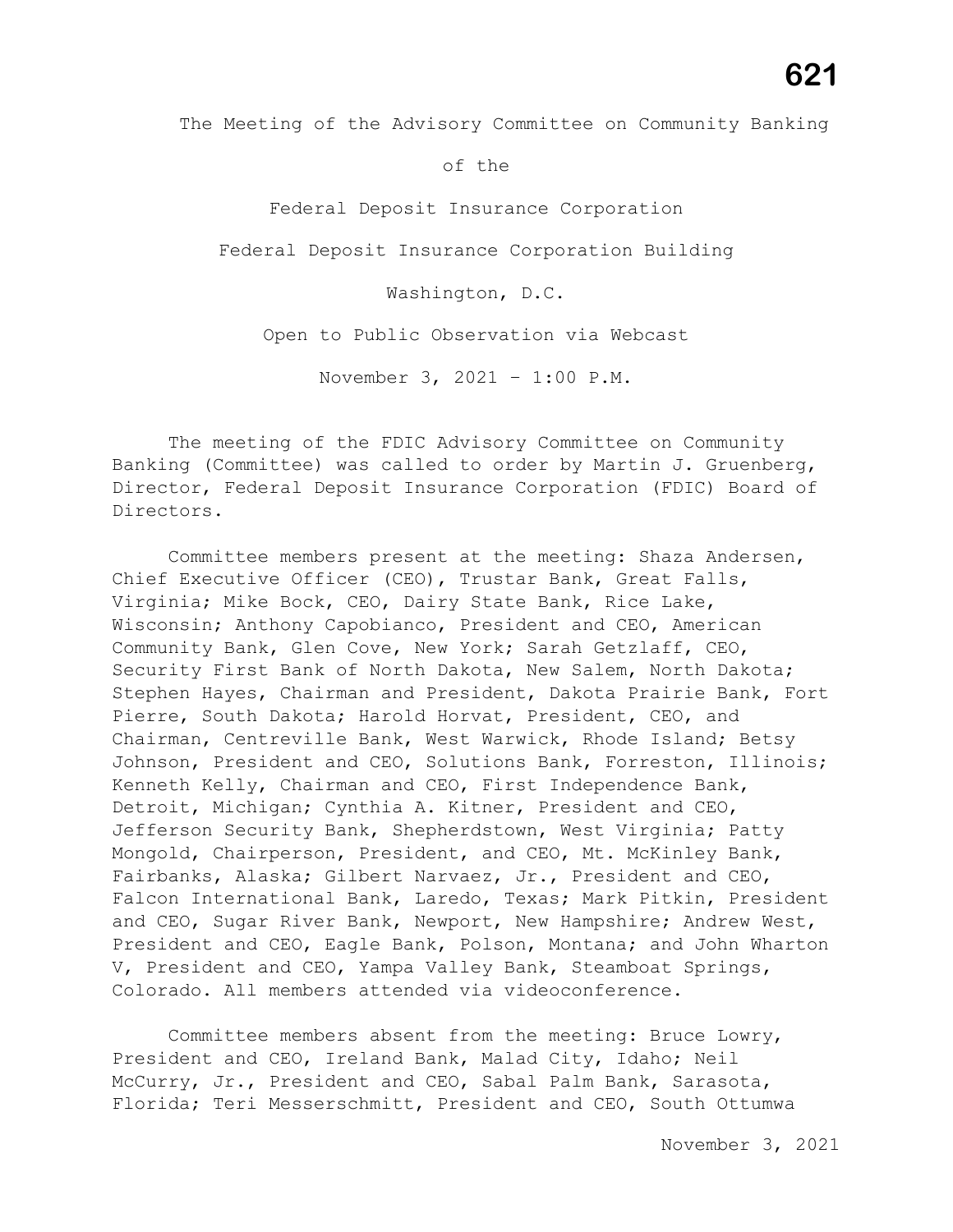The Meeting of the Advisory Committee on Community Banking

of the

Federal Deposit Insurance Corporation

Federal Deposit Insurance Corporation Building

Washington, D.C.

Open to Public Observation via Webcast

November 3, 2021 – 1:00 P.M.

The meeting of the FDIC Advisory Committee on Community Banking (Committee) was called to order by Martin J. Gruenberg, Director, Federal Deposit Insurance Corporation (FDIC) Board of Directors.

Committee members present at the meeting: Shaza Andersen, Chief Executive Officer (CEO), Trustar Bank, Great Falls, Virginia; Mike Bock, CEO, Dairy State Bank, Rice Lake, Wisconsin; Anthony Capobianco, President and CEO, American Community Bank, Glen Cove, New York; Sarah Getzlaff, CEO, Security First Bank of North Dakota, New Salem, North Dakota; Stephen Hayes, Chairman and President, Dakota Prairie Bank, Fort Pierre, South Dakota; Harold Horvat, President, CEO, and Chairman, Centreville Bank, West Warwick, Rhode Island; Betsy Johnson, President and CEO, Solutions Bank, Forreston, Illinois; Kenneth Kelly, Chairman and CEO, First Independence Bank, Detroit, Michigan; Cynthia A. Kitner, President and CEO, Jefferson Security Bank, Shepherdstown, West Virginia; Patty Mongold, Chairperson, President, and CEO, Mt. McKinley Bank, Fairbanks, Alaska; Gilbert Narvaez, Jr., President and CEO, Falcon International Bank, Laredo, Texas; Mark Pitkin, President and CEO, Sugar River Bank, Newport, New Hampshire; Andrew West, President and CEO, Eagle Bank, Polson, Montana; and John Wharton V, President and CEO, Yampa Valley Bank, Steamboat Springs, Colorado. All members attended via videoconference.

Committee members absent from the meeting: Bruce Lowry, President and CEO, Ireland Bank, Malad City, Idaho; Neil McCurry, Jr., President and CEO, Sabal Palm Bank, Sarasota, Florida; Teri Messerschmitt, President and CEO, South Ottumwa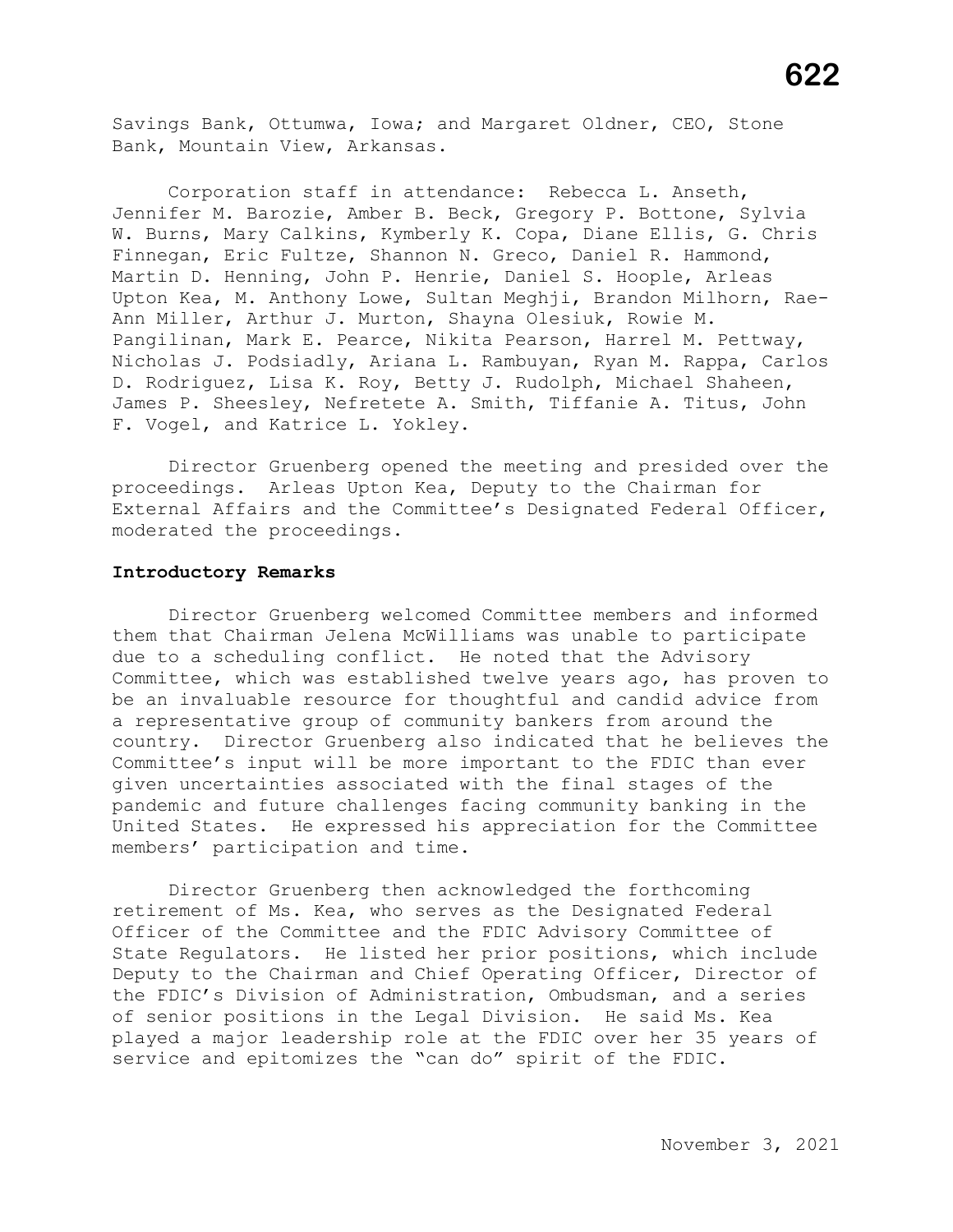Savings Bank, Ottumwa, Iowa; and Margaret Oldner, CEO, Stone Bank, Mountain View, Arkansas.

Corporation staff in attendance: Rebecca L. Anseth, Jennifer M. Barozie, Amber B. Beck, Gregory P. Bottone, Sylvia W. Burns, Mary Calkins, Kymberly K. Copa, Diane Ellis, G. Chris Finnegan, Eric Fultze, Shannon N. Greco, Daniel R. Hammond, Martin D. Henning, John P. Henrie, Daniel S. Hoople, Arleas Upton Kea, M. Anthony Lowe, Sultan Meghji, Brandon Milhorn, Rae-Ann Miller, Arthur J. Murton, Shayna Olesiuk, Rowie M. Pangilinan, Mark E. Pearce, Nikita Pearson, Harrel M. Pettway, Nicholas J. Podsiadly, Ariana L. Rambuyan, Ryan M. Rappa, Carlos D. Rodriguez, Lisa K. Roy, Betty J. Rudolph, Michael Shaheen, James P. Sheesley, Nefretete A. Smith, Tiffanie A. Titus, John F. Vogel, and Katrice L. Yokley.

Director Gruenberg opened the meeting and presided over the proceedings. Arleas Upton Kea, Deputy to the Chairman for External Affairs and the Committee's Designated Federal Officer, moderated the proceedings.

**Introductory Remarks**

Director Gruenberg welcomed Committee members and informed them that Chairman Jelena McWilliams was unable to participate due to a scheduling conflict. He noted that the Advisory Committee, which was established twelve years ago, has proven to be an invaluable resource for thoughtful and candid advice from a representative group of community bankers from around the country. Director Gruenberg also indicated that he believes the Committee's input will be more important to the FDIC than ever given uncertainties associated with the final stages of the pandemic and future challenges facing community banking in the United States. He expressed his appreciation for the Committee members' participation and time.

Director Gruenberg then acknowledged the forthcoming retirement of Ms. Kea, who serves as the Designated Federal Officer of the Committee and the FDIC Advisory Committee of State Regulators. He listed her prior positions, which include Deputy to the Chairman and Chief Operating Officer, Director of the FDIC's Division of Administration, Ombudsman, and a series of senior positions in the Legal Division. He said Ms. Kea played a major leadership role at the FDIC over her 35 years of service and epitomizes the "can do" spirit of the FDIC.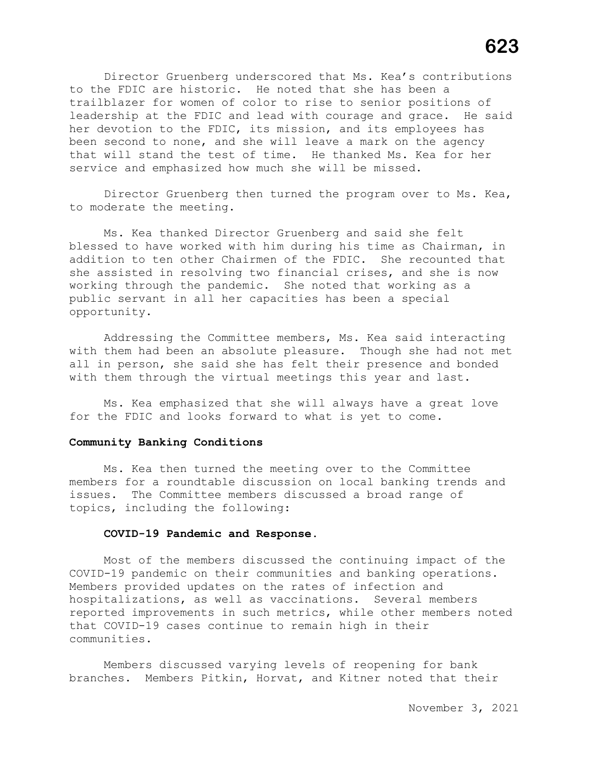Director Gruenberg underscored that Ms. Kea's contributions to the FDIC are historic. He noted that she has been a trailblazer for women of color to rise to senior positions of leadership at the FDIC and lead with courage and grace. He said her devotion to the FDIC, its mission, and its employees has been second to none, and she will leave a mark on the agency that will stand the test of time. He thanked Ms. Kea for her service and emphasized how much she will be missed.

Director Gruenberg then turned the program over to Ms. Kea, to moderate the meeting.

Ms. Kea thanked Director Gruenberg and said she felt blessed to have worked with him during his time as Chairman, in addition to ten other Chairmen of the FDIC. She recounted that she assisted in resolving two financial crises, and she is now working through the pandemic. She noted that working as a public servant in all her capacities has been a special opportunity.

Addressing the Committee members, Ms. Kea said interacting with them had been an absolute pleasure. Though she had not met all in person, she said she has felt their presence and bonded with them through the virtual meetings this year and last.

Ms. Kea emphasized that she will always have a great love for the FDIC and looks forward to what is yet to come.

**Community Banking Conditions**

Ms. Kea then turned the meeting over to the Committee members for a roundtable discussion on local banking trends and issues. The Committee members discussed a broad range of topics, including the following:

**COVID-19 Pandemic and Response.**

Most of the members discussed the continuing impact of the COVID-19 pandemic on their communities and banking operations. Members provided updates on the rates of infection and hospitalizations, as well as vaccinations. Several members reported improvements in such metrics, while other members noted that COVID-19 cases continue to remain high in their communities.

Members discussed varying levels of reopening for bank branches. Members Pitkin, Horvat, and Kitner noted that their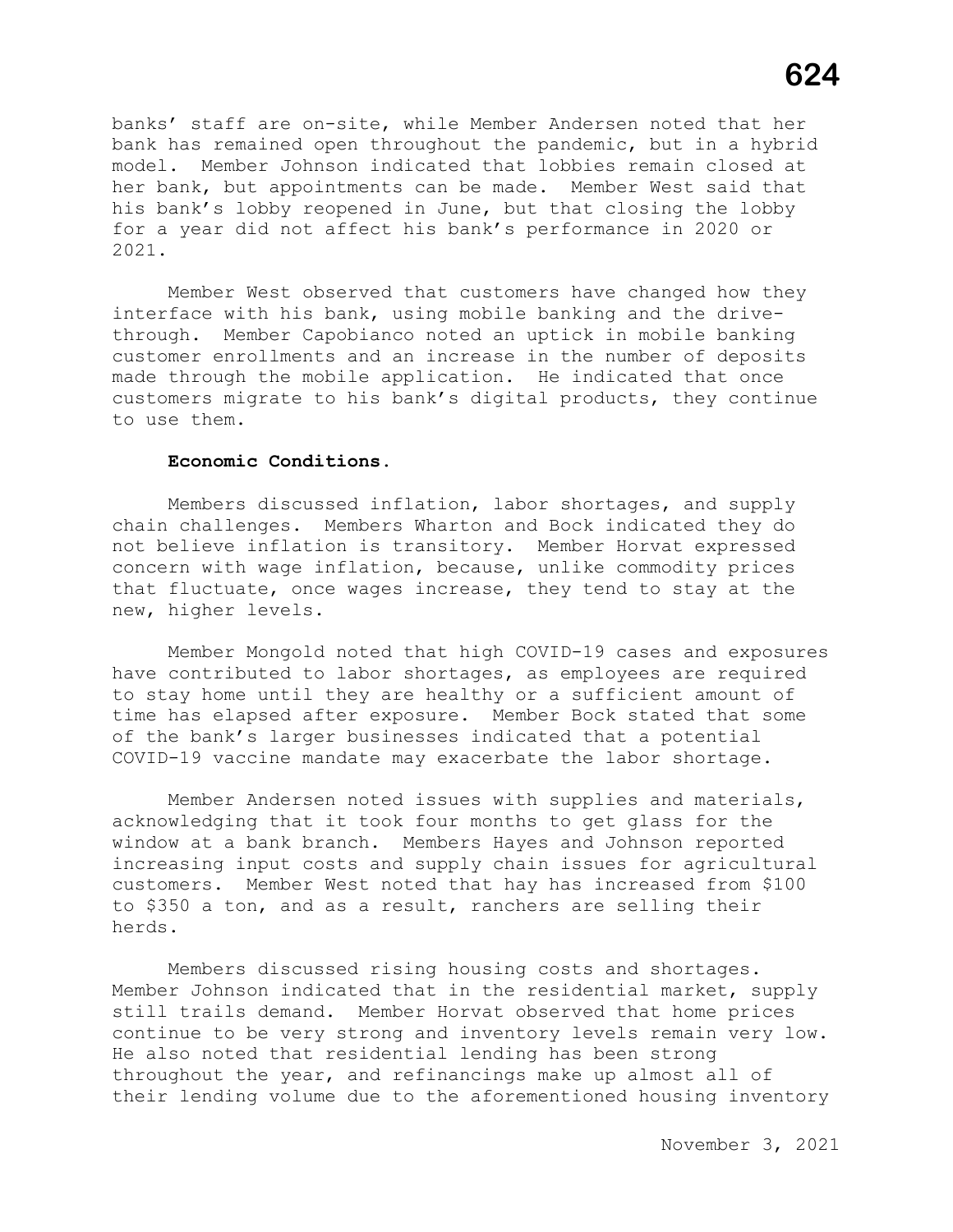banks' staff are on-site, while Member Andersen noted that her bank has remained open throughout the pandemic, but in a hybrid model. Member Johnson indicated that lobbies remain closed at her bank, but appointments can be made. Member West said that his bank's lobby reopened in June, but that closing the lobby for a year did not affect his bank's performance in 2020 or 2021.

Member West observed that customers have changed how they interface with his bank, using mobile banking and the drive-through. Member Capobianco noted an uptick in mobile banking customer enrollments and an increase in the number of deposits made through the mobile application. He indicated that once customers migrate to his bank's digital products, they continue to use them.

**Economic Conditions.**

Members discussed inflation, labor shortages, and supply chain challenges. Members Wharton and Bock indicated they do not believe inflation is transitory. Member Horvat expressed concern with wage inflation, because, unlike commodity prices that fluctuate, once wages increase, they tend to stay at the new, higher levels.

Member Mongold noted that high COVID-19 cases and exposures have contributed to labor shortages, as employees are required to stay home until they are healthy or a sufficient amount of time has elapsed after exposure. Member Bock stated that some of the bank's larger businesses indicated that a potential COVID-19 vaccine mandate may exacerbate the labor shortage.

Member Andersen noted issues with supplies and materials, acknowledging that it took four months to get glass for the window at a bank branch. Members Hayes and Johnson reported increasing input costs and supply chain issues for agricultural customers. Member West noted that hay has increased from $100 to $350 a ton, and as a result, ranchers are selling their herds.

Members discussed rising housing costs and shortages. Member Johnson indicated that in the residential market, supply still trails demand. Member Horvat observed that home prices continue to be very strong and inventory levels remain very low. He also noted that residential lending has been strong throughout the year, and refinancings make up almost all of their lending volume due to the aforementioned housing inventory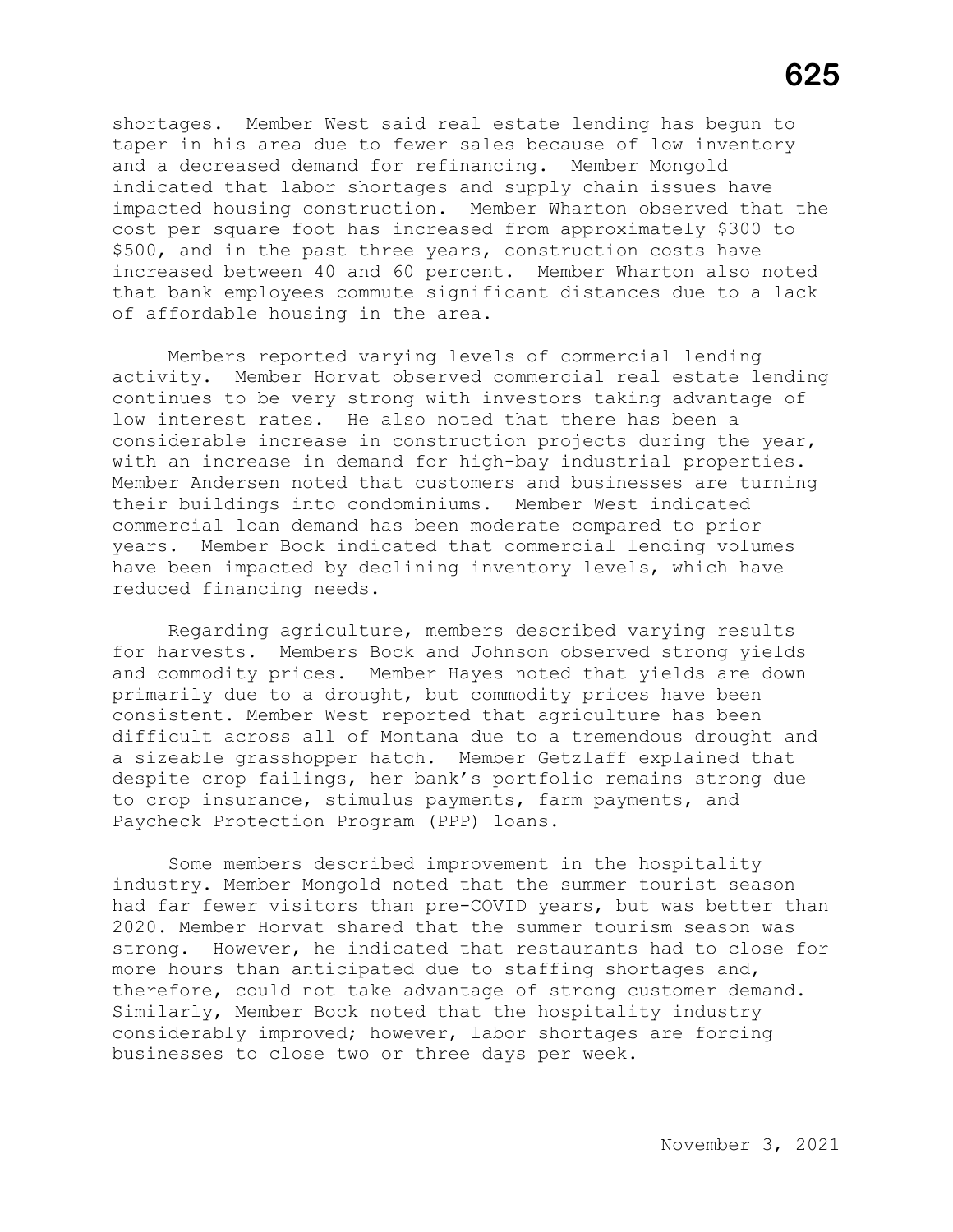shortages. Member West said real estate lending has begun to taper in his area due to fewer sales because of low inventory and a decreased demand for refinancing. Member Mongold indicated that labor shortages and supply chain issues have impacted housing construction. Member Wharton observed that the cost per square foot has increased from approximately $300 to $500, and in the past three years, construction costs have increased between 40 and 60 percent. Member Wharton also noted that bank employees commute significant distances due to a lack of affordable housing in the area.

Members reported varying levels of commercial lending activity. Member Horvat observed commercial real estate lending continues to be very strong with investors taking advantage of low interest rates. He also noted that there has been a considerable increase in construction projects during the year, with an increase in demand for high-bay industrial properties. Member Andersen noted that customers and businesses are turning their buildings into condominiums. Member West indicated commercial loan demand has been moderate compared to prior years. Member Bock indicated that commercial lending volumes have been impacted by declining inventory levels, which have reduced financing needs.

Regarding agriculture, members described varying results for harvests. Members Bock and Johnson observed strong yields and commodity prices. Member Hayes noted that yields are down primarily due to a drought, but commodity prices have been consistent. Member West reported that agriculture has been difficult across all of Montana due to a tremendous drought and a sizeable grasshopper hatch. Member Getzlaff explained that despite crop failings, her bank's portfolio remains strong due to crop insurance, stimulus payments, farm payments, and Paycheck Protection Program (PPP) loans.

Some members described improvement in the hospitality industry. Member Mongold noted that the summer tourist season had far fewer visitors than pre-COVID years, but was better than 2020. Member Horvat shared that the summer tourism season was strong. However, he indicated that restaurants had to close for more hours than anticipated due to staffing shortages and, therefore, could not take advantage of strong customer demand. Similarly, Member Bock noted that the hospitality industry considerably improved; however, labor shortages are forcing businesses to close two or three days per week.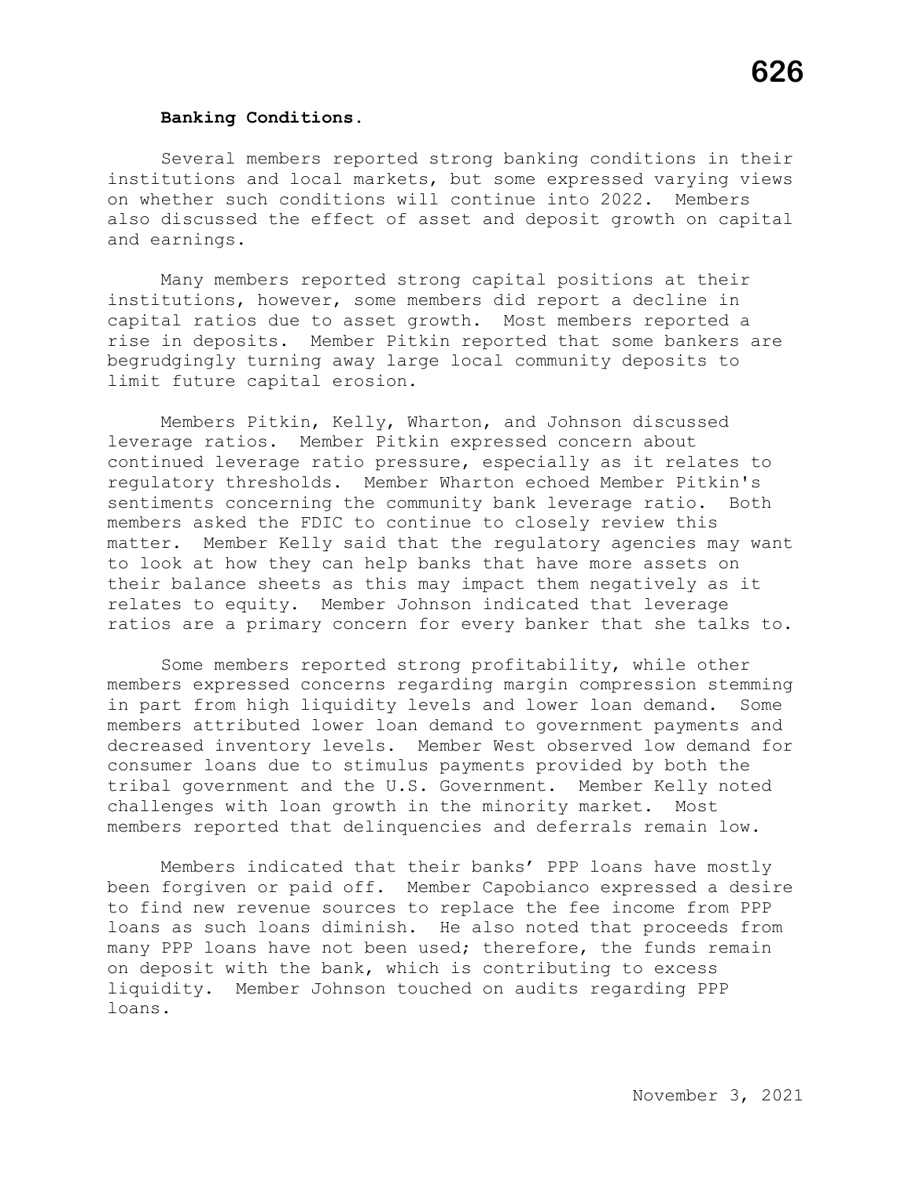**Banking Conditions.**

Several members reported strong banking conditions in their institutions and local markets, but some expressed varying views on whether such conditions will continue into 2022. Members also discussed the effect of asset and deposit growth on capital and earnings.

Many members reported strong capital positions at their institutions, however, some members did report a decline in capital ratios due to asset growth. Most members reported a rise in deposits. Member Pitkin reported that some bankers are begrudgingly turning away large local community deposits to limit future capital erosion.

Members Pitkin, Kelly, Wharton, and Johnson discussed leverage ratios. Member Pitkin expressed concern about continued leverage ratio pressure, especially as it relates to regulatory thresholds. Member Wharton echoed Member Pitkin's sentiments concerning the community bank leverage ratio. Both members asked the FDIC to continue to closely review this matter. Member Kelly said that the regulatory agencies may want to look at how they can help banks that have more assets on their balance sheets as this may impact them negatively as it relates to equity. Member Johnson indicated that leverage ratios are a primary concern for every banker that she talks to.

Some members reported strong profitability, while other members expressed concerns regarding margin compression stemming in part from high liquidity levels and lower loan demand. Some members attributed lower loan demand to government payments and decreased inventory levels. Member West observed low demand for consumer loans due to stimulus payments provided by both the tribal government and the U.S. Government. Member Kelly noted challenges with loan growth in the minority market. Most members reported that delinquencies and deferrals remain low.

Members indicated that their banks' PPP loans have mostly been forgiven or paid off. Member Capobianco expressed a desire to find new revenue sources to replace the fee income from PPP loans as such loans diminish. He also noted that proceeds from many PPP loans have not been used; therefore, the funds remain on deposit with the bank, which is contributing to excess liquidity. Member Johnson touched on audits regarding PPP loans.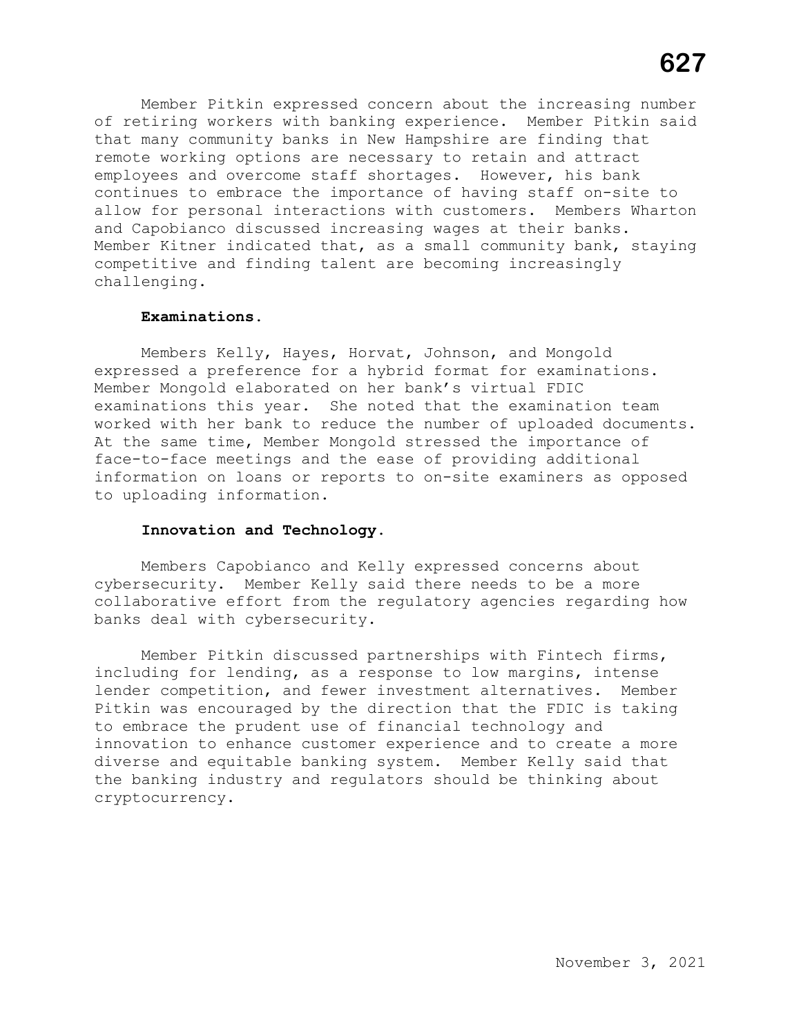Member Pitkin expressed concern about the increasing number of retiring workers with banking experience. Member Pitkin said that many community banks in New Hampshire are finding that remote working options are necessary to retain and attract employees and overcome staff shortages. However, his bank continues to embrace the importance of having staff on-site to allow for personal interactions with customers. Members Wharton and Capobianco discussed increasing wages at their banks. Member Kitner indicated that, as a small community bank, staying competitive and finding talent are becoming increasingly challenging.

**Examinations.**

Members Kelly, Hayes, Horvat, Johnson, and Mongold expressed a preference for a hybrid format for examinations. Member Mongold elaborated on her bank's virtual FDIC examinations this year. She noted that the examination team worked with her bank to reduce the number of uploaded documents. At the same time, Member Mongold stressed the importance of face-to-face meetings and the ease of providing additional information on loans or reports to on-site examiners as opposed to uploading information.

**Innovation and Technology.**

Members Capobianco and Kelly expressed concerns about cybersecurity. Member Kelly said there needs to be a more collaborative effort from the regulatory agencies regarding how banks deal with cybersecurity.

Member Pitkin discussed partnerships with Fintech firms, including for lending, as a response to low margins, intense lender competition, and fewer investment alternatives. Member Pitkin was encouraged by the direction that the FDIC is taking to embrace the prudent use of financial technology and innovation to enhance customer experience and to create a more diverse and equitable banking system. Member Kelly said that the banking industry and regulators should be thinking about cryptocurrency.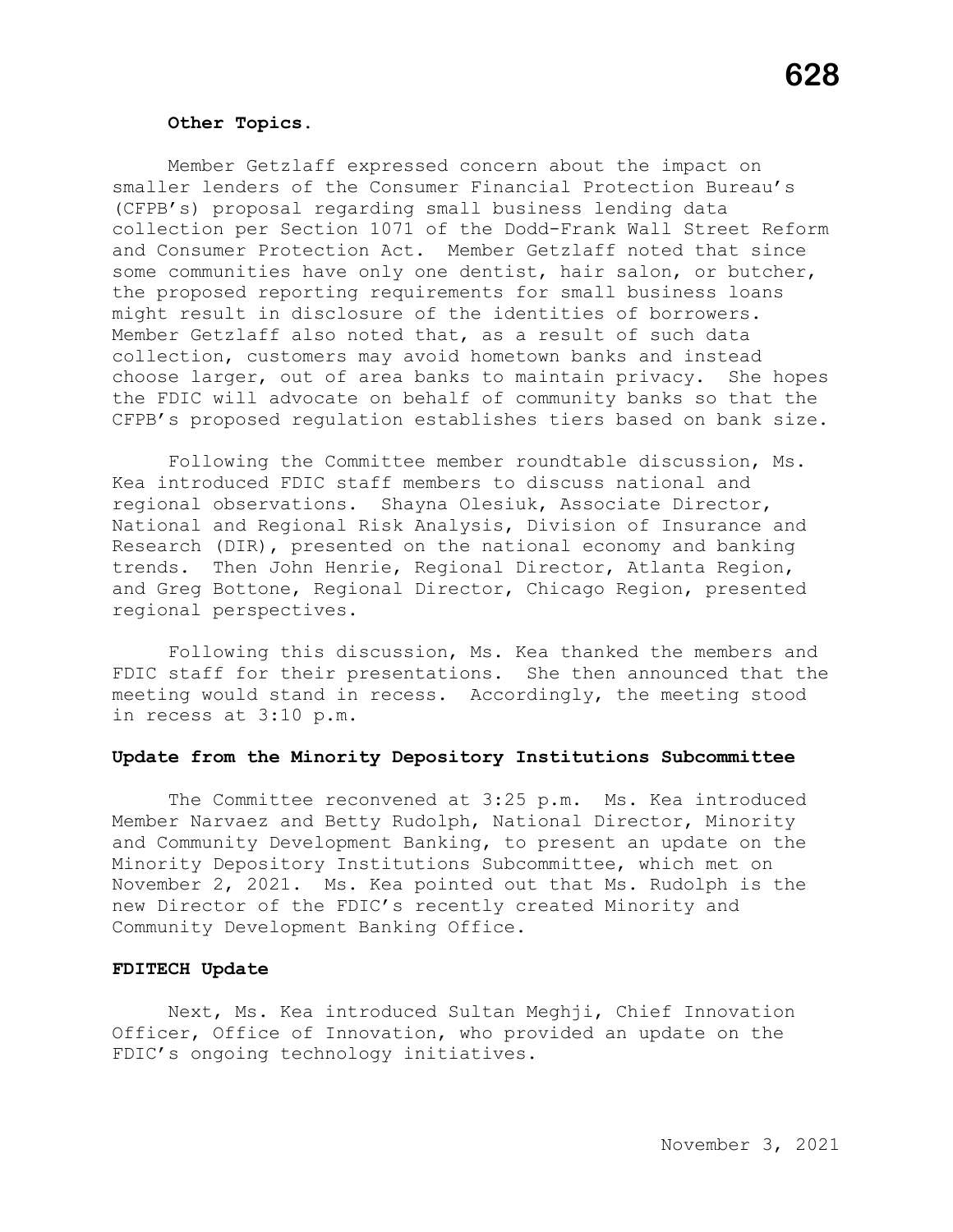**Other Topics.**

Member Getzlaff expressed concern about the impact on smaller lenders of the Consumer Financial Protection Bureau's (CFPB's) proposal regarding small business lending data collection per Section 1071 of the Dodd-Frank Wall Street Reform and Consumer Protection Act. Member Getzlaff noted that since some communities have only one dentist, hair salon, or butcher, the proposed reporting requirements for small business loans might result in disclosure of the identities of borrowers. Member Getzlaff also noted that, as a result of such data collection, customers may avoid hometown banks and instead choose larger, out of area banks to maintain privacy. She hopes the FDIC will advocate on behalf of community banks so that the CFPB's proposed regulation establishes tiers based on bank size.

Following the Committee member roundtable discussion, Ms. Kea introduced FDIC staff members to discuss national and regional observations. Shayna Olesiuk, Associate Director, National and Regional Risk Analysis, Division of Insurance and Research (DIR), presented on the national economy and banking trends. Then John Henrie, Regional Director, Atlanta Region, and Greg Bottone, Regional Director, Chicago Region, presented regional perspectives.

Following this discussion, Ms. Kea thanked the members and FDIC staff for their presentations. She then announced that the meeting would stand in recess. Accordingly, the meeting stood in recess at 3:10 p.m.

**Update from the Minority Depository Institutions Subcommittee**

The Committee reconvened at 3:25 p.m. Ms. Kea introduced Member Narvaez and Betty Rudolph, National Director, Minority and Community Development Banking, to present an update on the Minority Depository Institutions Subcommittee, which met on November 2, 2021. Ms. Kea pointed out that Ms. Rudolph is the new Director of the FDIC's recently created Minority and Community Development Banking Office.

**FDITECH Update**

Next, Ms. Kea introduced Sultan Meghji, Chief Innovation Officer, Office of Innovation, who provided an update on the FDIC's ongoing technology initiatives.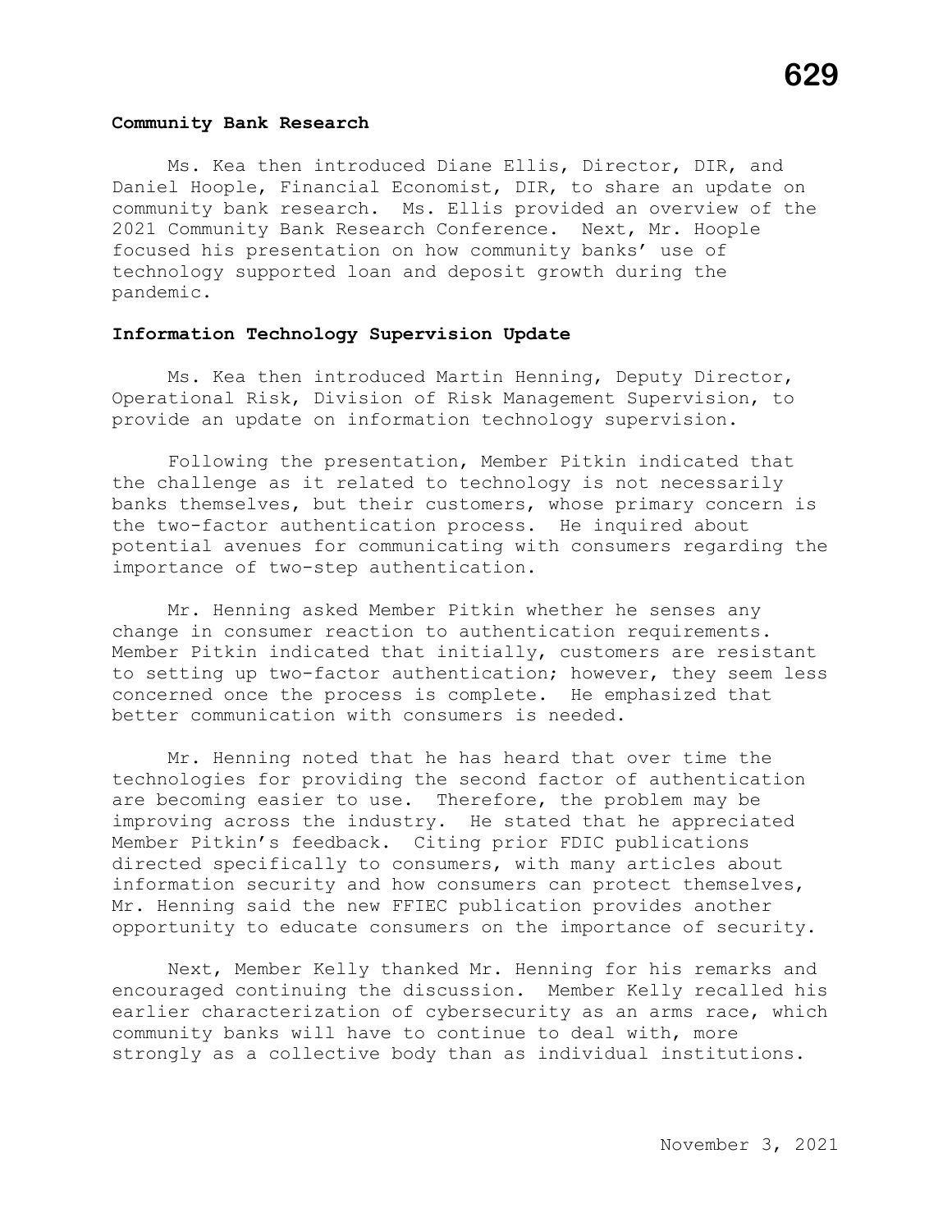**Community Bank Research**

Ms. Kea then introduced Diane Ellis, Director, DIR, and Daniel Hoople, Financial Economist, DIR, to share an update on community bank research. Ms. Ellis provided an overview of the 2021 Community Bank Research Conference. Next, Mr. Hoople focused his presentation on how community banks' use of technology supported loan and deposit growth during the pandemic.

**Information Technology Supervision Update**

Ms. Kea then introduced Martin Henning, Deputy Director, Operational Risk, Division of Risk Management Supervision, to provide an update on information technology supervision.

Following the presentation, Member Pitkin indicated that the challenge as it related to technology is not necessarily banks themselves, but their customers, whose primary concern is the two-factor authentication process. He inquired about potential avenues for communicating with consumers regarding the importance of two-step authentication.

Mr. Henning asked Member Pitkin whether he senses any change in consumer reaction to authentication requirements. Member Pitkin indicated that initially, customers are resistant to setting up two-factor authentication; however, they seem less concerned once the process is complete. He emphasized that better communication with consumers is needed.

Mr. Henning noted that he has heard that over time the technologies for providing the second factor of authentication are becoming easier to use. Therefore, the problem may be improving across the industry. He stated that he appreciated Member Pitkin's feedback. Citing prior FDIC publications directed specifically to consumers, with many articles about information security and how consumers can protect themselves, Mr. Henning said the new FFIEC publication provides another opportunity to educate consumers on the importance of security.

Next, Member Kelly thanked Mr. Henning for his remarks and encouraged continuing the discussion. Member Kelly recalled his earlier characterization of cybersecurity as an arms race, which community banks will have to continue to deal with, more strongly as a collective body than as individual institutions.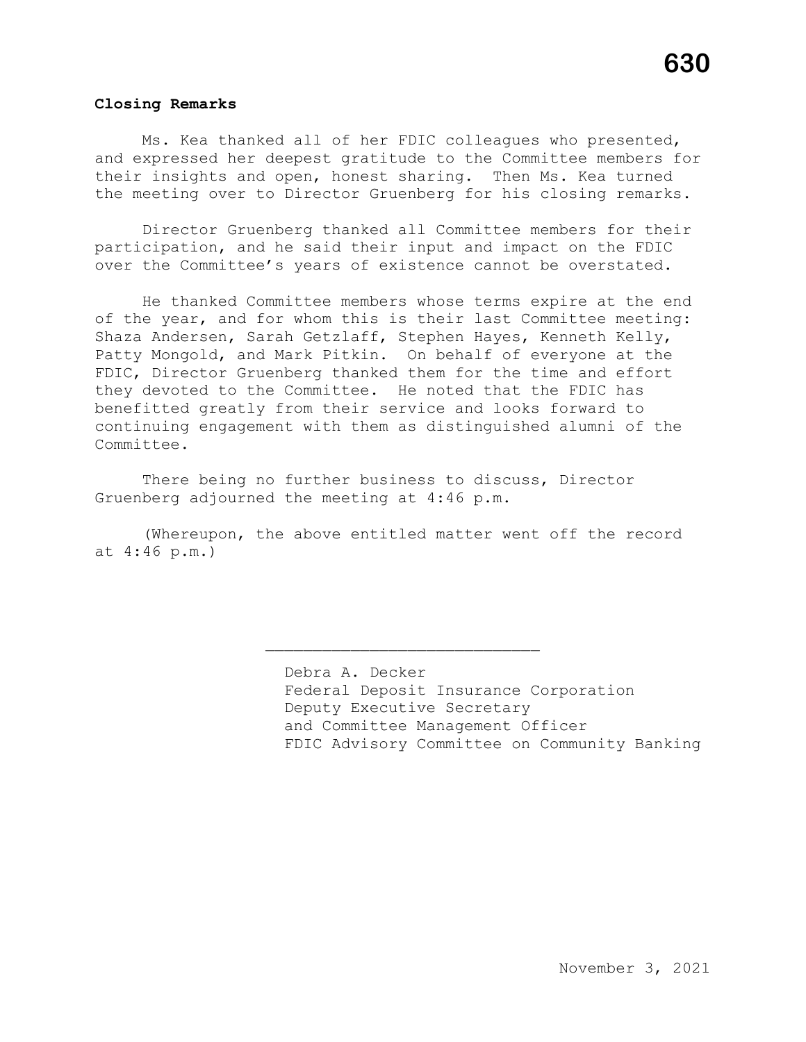**Closing Remarks**

Ms. Kea thanked all of her FDIC colleagues who presented, and expressed her deepest gratitude to the Committee members for their insights and open, honest sharing. Then Ms. Kea turned the meeting over to Director Gruenberg for his closing remarks.

Director Gruenberg thanked all Committee members for their participation, and he said their input and impact on the FDIC over the Committee's years of existence cannot be overstated.

He thanked Committee members whose terms expire at the end of the year, and for whom this is their last Committee meeting: Shaza Andersen, Sarah Getzlaff, Stephen Hayes, Kenneth Kelly, Patty Mongold, and Mark Pitkin. On behalf of everyone at the FDIC, Director Gruenberg thanked them for the time and effort they devoted to the Committee. He noted that the FDIC has benefitted greatly from their service and looks forward to continuing engagement with them as distinguished alumni of the Committee.

There being no further business to discuss, Director Gruenberg adjourned the meeting at 4:46 p.m.

(Whereupon, the above entitled matter went off the record at 4:46 p.m.)

\_\_\_\_\_\_\_\_\_\_\_\_\_\_\_\_\_\_\_\_\_\_\_\_\_\_\_\_\_\_

Debra A. Decker
Federal Deposit Insurance Corporation
Deputy Executive Secretary
and Committee Management Officer
FDIC Advisory Committee on Community Banking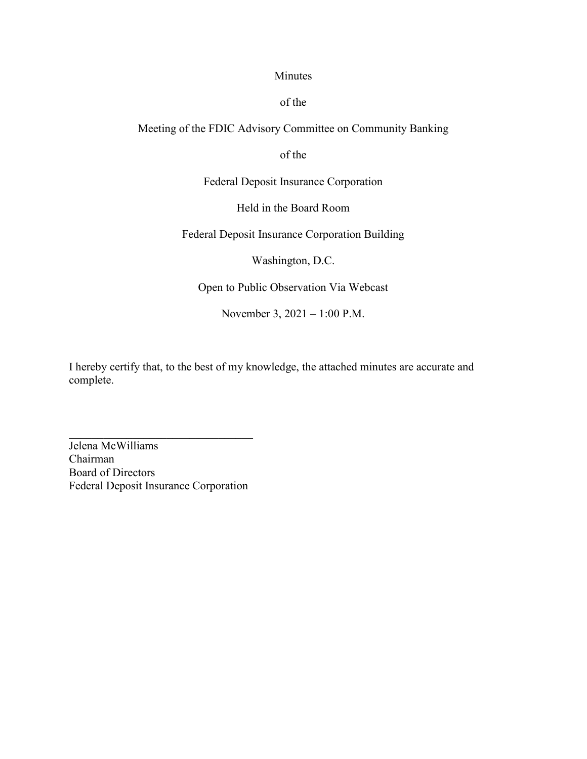Minutes

of the

Meeting of the FDIC Advisory Committee on Community Banking

of the

Federal Deposit Insurance Corporation

Held in the Board Room

Federal Deposit Insurance Corporation Building

Washington, D.C.

Open to Public Observation Via Webcast

November 3, 2021 – 1:00 P.M.

I hereby certify that, to the best of my knowledge, the attached minutes are accurate and complete.

\_\_\_\_\_\_\_\_\_\_\_\_\_\_\_\_\_\_\_\_\_\_\_\_\_\_\_\_\_\_\_\_

Jelena McWilliams
Chairman
Board of Directors
Federal Deposit Insurance Corporation